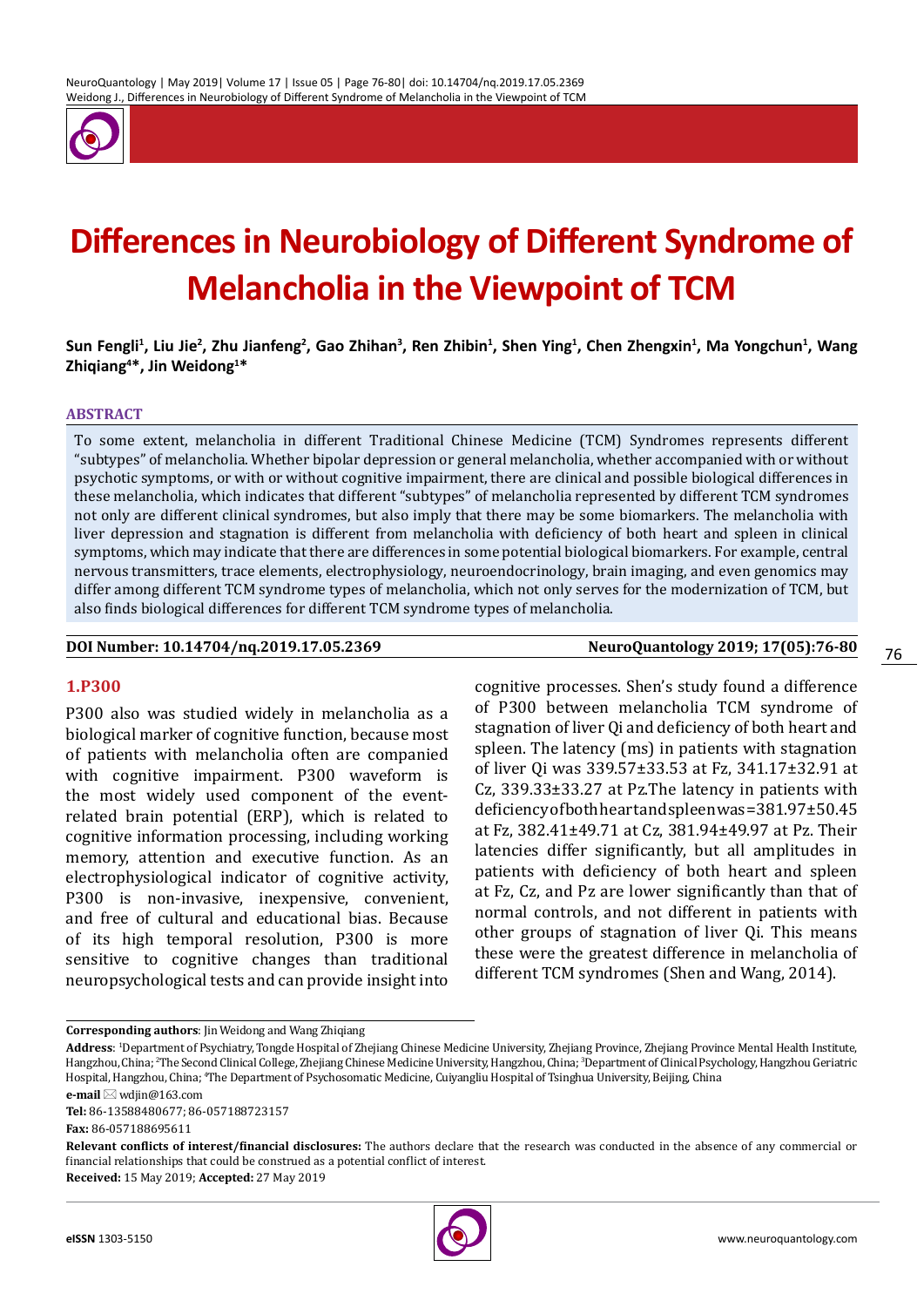# Differences in Neurobiology of Different Syndrome of Melancholia in the Viewpoint of TCM

**Sun Fengli[1], Liu Jie[2], Zhu Jianfeng[2], Gao Zhihan[3], Ren Zhibin[1], Shen Ying[1], Chen Zhengxin[1], Ma Yongchun[1], Wang Zhiqiang[4]*, Jin Weidong[1]***

## ABSTRACT

To some extent, melancholia in different Traditional Chinese Medicine (TCM) Syndromes represents different "subtypes" of melancholia. Whether bipolar depression or general melancholia, whether accompanied with or without psychotic symptoms, or with or without cognitive impairment, there are clinical and possible biological differences in these melancholia, which indicates that different "subtypes" of melancholia represented by different TCM syndromes not only are different clinical syndromes, but also imply that there may be some biomarkers. The melancholia with liver depression and stagnation is different from melancholia with deficiency of both heart and spleen in clinical symptoms, which may indicate that there are differences in some potential biological biomarkers. For example, central nervous transmitters, trace elements, electrophysiology, neuroendocrinology, brain imaging, and even genomics may differ among different TCM syndrome types of melancholia, which not only serves for the modernization of TCM, but also finds biological differences for different TCM syndrome types of melancholia.

**DOI Number: 10.14704/nq.2019.17.05.2369** **NeuroQuantology 2019; 17(05):76-80**

## 1.P300

P300 also was studied widely in melancholia as a biological marker of cognitive function, because most of patients with melancholia often are companied with cognitive impairment. P300 waveform is the most widely used component of the event-related brain potential (ERP), which is related to cognitive information processing, including working memory, attention and executive function. As an electrophysiological indicator of cognitive activity, P300 is non-invasive, inexpensive, convenient, and free of cultural and educational bias. Because of its high temporal resolution, P300 is more sensitive to cognitive changes than traditional neuropsychological tests and can provide insight into cognitive processes. Shen's study found a difference of P300 between melancholia TCM syndrome of stagnation of liver Qi and deficiency of both heart and spleen. The latency (ms) in patients with stagnation of liver Qi was 339.57±33.53 at Fz, 341.17±32.91 at Cz, 339.33±33.27 at Pz.The latency in patients with deficiency of both heart and spleen was=381.97±50.45 at Fz, 382.41±49.71 at Cz, 381.94±49.97 at Pz. Their latencies differ significantly, but all amplitudes in patients with deficiency of both heart and spleen at Fz, Cz, and Pz are lower significantly than that of normal controls, and not different in patients with other groups of stagnation of liver Qi. This means these were the greatest difference in melancholia of different TCM syndromes (Shen and Wang, 2014).

---

**Corresponding authors**: Jin Weidong and Wang Zhiqiang

**Address**: [1]Department of Psychiatry, Tongde Hospital of Zhejiang Chinese Medicine University, Zhejiang Province, Zhejiang Province Mental Health Institute, Hangzhou, China; [2]The Second Clinical College, Zhejiang Chinese Medicine University, Hangzhou, China; [3]Department of Clinical Psychology, Hangzhou Geriatric Hospital, Hangzhou, China; [4]The Department of Psychosomatic Medicine, Cuiyangliu Hospital of Tsinghua University, Beijing, China

**e-mail** ✉ wdjin@163.com

**Tel:** 86-13588480677; 86-057188723157

**Fax:** 86-057188695611

**Relevant conflicts of interest/financial disclosures:** The authors declare that the research was conducted in the absence of any commercial or financial relationships that could be construed as a potential conflict of interest.

**Received:** 15 May 2019; **Accepted:** 27 May 2019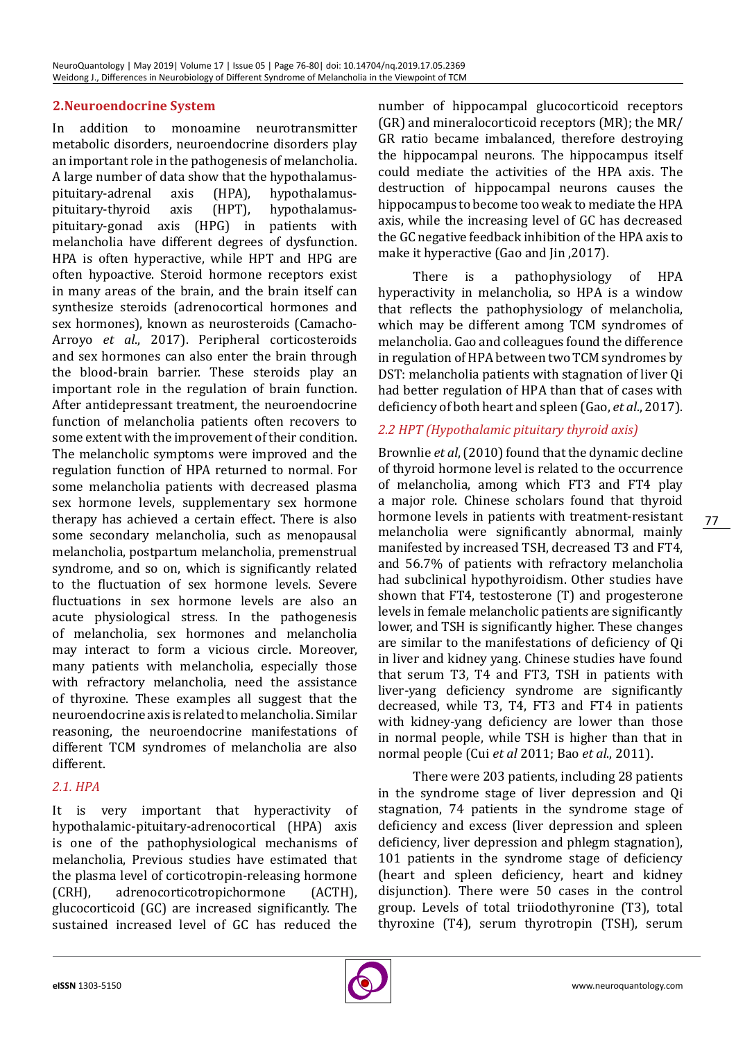## 2.Neuroendocrine System

In addition to monoamine neurotransmitter metabolic disorders, neuroendocrine disorders play an important role in the pathogenesis of melancholia. A large number of data show that the hypothalamus-pituitary-adrenal axis (HPA), hypothalamus-pituitary-thyroid axis (HPT), hypothalamus-pituitary-gonad axis (HPG) in patients with melancholia have different degrees of dysfunction. HPA is often hyperactive, while HPT and HPG are often hypoactive. Steroid hormone receptors exist in many areas of the brain, and the brain itself can synthesize steroids (adrenocortical hormones and sex hormones), known as neurosteroids (Camacho-Arroyo *et al*., 2017). Peripheral corticosteroids and sex hormones can also enter the brain through the blood-brain barrier. These steroids play an important role in the regulation of brain function. After antidepressant treatment, the neuroendocrine function of melancholia patients often recovers to some extent with the improvement of their condition. The melancholic symptoms were improved and the regulation function of HPA returned to normal. For some melancholia patients with decreased plasma sex hormone levels, supplementary sex hormone therapy has achieved a certain effect. There is also some secondary melancholia, such as menopausal melancholia, postpartum melancholia, premenstrual syndrome, and so on, which is significantly related to the fluctuation of sex hormone levels. Severe fluctuations in sex hormone levels are also an acute physiological stress. In the pathogenesis of melancholia, sex hormones and melancholia may interact to form a vicious circle. Moreover, many patients with melancholia, especially those with refractory melancholia, need the assistance of thyroxine. These examples all suggest that the neuroendocrine axis is related to melancholia. Similar reasoning, the neuroendocrine manifestations of different TCM syndromes of melancholia are also different.

### *2.1. HPA*

It is very important that hyperactivity of hypothalamic-pituitary-adrenocortical (HPA) axis is one of the pathophysiological mechanisms of melancholia, Previous studies have estimated that the plasma level of corticotropin-releasing hormone (CRH), adrenocorticotropichormone (ACTH), glucocorticoid (GC) are increased significantly. The sustained increased level of GC has reduced the number of hippocampal glucocorticoid receptors (GR) and mineralocorticoid receptors (MR); the MR/GR ratio became imbalanced, therefore destroying the hippocampal neurons. The hippocampus itself could mediate the activities of the HPA axis. The destruction of hippocampal neurons causes the hippocampus to become too weak to mediate the HPA axis, while the increasing level of GC has decreased the GC negative feedback inhibition of the HPA axis to make it hyperactive (Gao and Jin ,2017).

There is a pathophysiology of HPA hyperactivity in melancholia, so HPA is a window that reflects the pathophysiology of melancholia, which may be different among TCM syndromes of melancholia. Gao and colleagues found the difference in regulation of HPA between two TCM syndromes by DST: melancholia patients with stagnation of liver Qi had better regulation of HPA than that of cases with deficiency of both heart and spleen (Gao, *et al*., 2017).

### *2.2 HPT (Hypothalamic pituitary thyroid axis)*

Brownlie *et al*, (2010) found that the dynamic decline of thyroid hormone level is related to the occurrence of melancholia, among which FT3 and FT4 play a major role. Chinese scholars found that thyroid hormone levels in patients with treatment-resistant melancholia were significantly abnormal, mainly manifested by increased TSH, decreased T3 and FT4, and 56.7% of patients with refractory melancholia had subclinical hypothyroidism. Other studies have shown that FT4, testosterone (T) and progesterone levels in female melancholic patients are significantly lower, and TSH is significantly higher. These changes are similar to the manifestations of deficiency of Qi in liver and kidney yang. Chinese studies have found that serum T3, T4 and FT3, TSH in patients with liver-yang deficiency syndrome are significantly decreased, while T3, T4, FT3 and FT4 in patients with kidney-yang deficiency are lower than those in normal people, while TSH is higher than that in normal people (Cui *et al* 2011; Bao *et al*., 2011).

There were 203 patients, including 28 patients in the syndrome stage of liver depression and Qi stagnation, 74 patients in the syndrome stage of deficiency and excess (liver depression and spleen deficiency, liver depression and phlegm stagnation), 101 patients in the syndrome stage of deficiency (heart and spleen deficiency, heart and kidney disjunction). There were 50 cases in the control group. Levels of total triiodothyronine (T3), total thyroxine (T4), serum thyrotropin (TSH), serum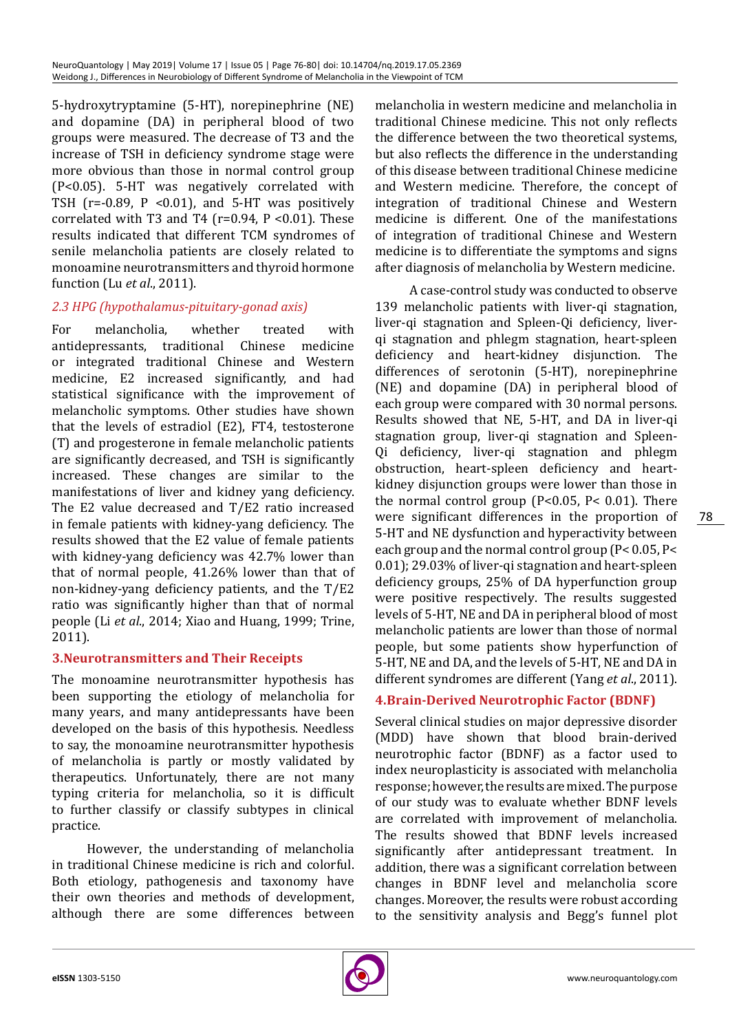5-hydroxytryptamine (5-HT), norepinephrine (NE) and dopamine (DA) in peripheral blood of two groups were measured. The decrease of T3 and the increase of TSH in deficiency syndrome stage were more obvious than those in normal control group ($P<0.05$). 5-HT was negatively correlated with TSH ($r=-0.89$, $P<0.01$), and 5-HT was positively correlated with T3 and T4 ($r=0.94$, $P<0.01$). These results indicated that different TCM syndromes of senile melancholia patients are closely related to monoamine neurotransmitters and thyroid hormone function (Lu *et al*., 2011).

### *2.3 HPG (hypothalamus-pituitary-gonad axis)*

For melancholia, whether treated with antidepressants, traditional Chinese medicine or integrated traditional Chinese and Western medicine, E2 increased significantly, and had statistical significance with the improvement of melancholic symptoms. Other studies have shown that the levels of estradiol (E2), FT4, testosterone (T) and progesterone in female melancholic patients are significantly decreased, and TSH is significantly increased. These changes are similar to the manifestations of liver and kidney yang deficiency. The E2 value decreased and T/E2 ratio increased in female patients with kidney-yang deficiency. The results showed that the E2 value of female patients with kidney-yang deficiency was 42.7% lower than that of normal people, 41.26% lower than that of non-kidney-yang deficiency patients, and the T/E2 ratio was significantly higher than that of normal people (Li *et al*., 2014; Xiao and Huang, 1999; Trine, 2011).

## 3.Neurotransmitters and Their Receipts

The monoamine neurotransmitter hypothesis has been supporting the etiology of melancholia for many years, and many antidepressants have been developed on the basis of this hypothesis. Needless to say, the monoamine neurotransmitter hypothesis of melancholia is partly or mostly validated by therapeutics. Unfortunately, there are not many typing criteria for melancholia, so it is difficult to further classify or classify subtypes in clinical practice.

However, the understanding of melancholia in traditional Chinese medicine is rich and colorful. Both etiology, pathogenesis and taxonomy have their own theories and methods of development, although there are some differences between melancholia in western medicine and melancholia in traditional Chinese medicine. This not only reflects the difference between the two theoretical systems, but also reflects the difference in the understanding of this disease between traditional Chinese medicine and Western medicine. Therefore, the concept of integration of traditional Chinese and Western medicine is different. One of the manifestations of integration of traditional Chinese and Western medicine is to differentiate the symptoms and signs after diagnosis of melancholia by Western medicine.

A case-control study was conducted to observe 139 melancholic patients with liver-qi stagnation, liver-qi stagnation and Spleen-Qi deficiency, liver-qi stagnation and phlegm stagnation, heart-spleen deficiency and heart-kidney disjunction. The differences of serotonin (5-HT), norepinephrine (NE) and dopamine (DA) in peripheral blood of each group were compared with 30 normal persons. Results showed that NE, 5-HT, and DA in liver-qi stagnation group, liver-qi stagnation and Spleen-Qi deficiency, liver-qi stagnation and phlegm obstruction, heart-spleen deficiency and heart-kidney disjunction groups were lower than those in the normal control group ($P<0.05$, $P<0.01$). There were significant differences in the proportion of 5-HT and NE dysfunction and hyperactivity between each group and the normal control group ($P<0.05$, $P<0.01$); 29.03% of liver-qi stagnation and heart-spleen deficiency groups, 25% of DA hyperfunction group were positive respectively. The results suggested levels of 5-HT, NE and DA in peripheral blood of most melancholic patients are lower than those of normal people, but some patients show hyperfunction of 5-HT, NE and DA, and the levels of 5-HT, NE and DA in different syndromes are different (Yang *et al*., 2011).

## 4.Brain-Derived Neurotrophic Factor (BDNF)

Several clinical studies on major depressive disorder (MDD) have shown that blood brain-derived neurotrophic factor (BDNF) as a factor used to index neuroplasticity is associated with melancholia response; however, the results are mixed. The purpose of our study was to evaluate whether BDNF levels are correlated with improvement of melancholia. The results showed that BDNF levels increased significantly after antidepressant treatment. In addition, there was a significant correlation between changes in BDNF level and melancholia score changes. Moreover, the results were robust according to the sensitivity analysis and Begg's funnel plot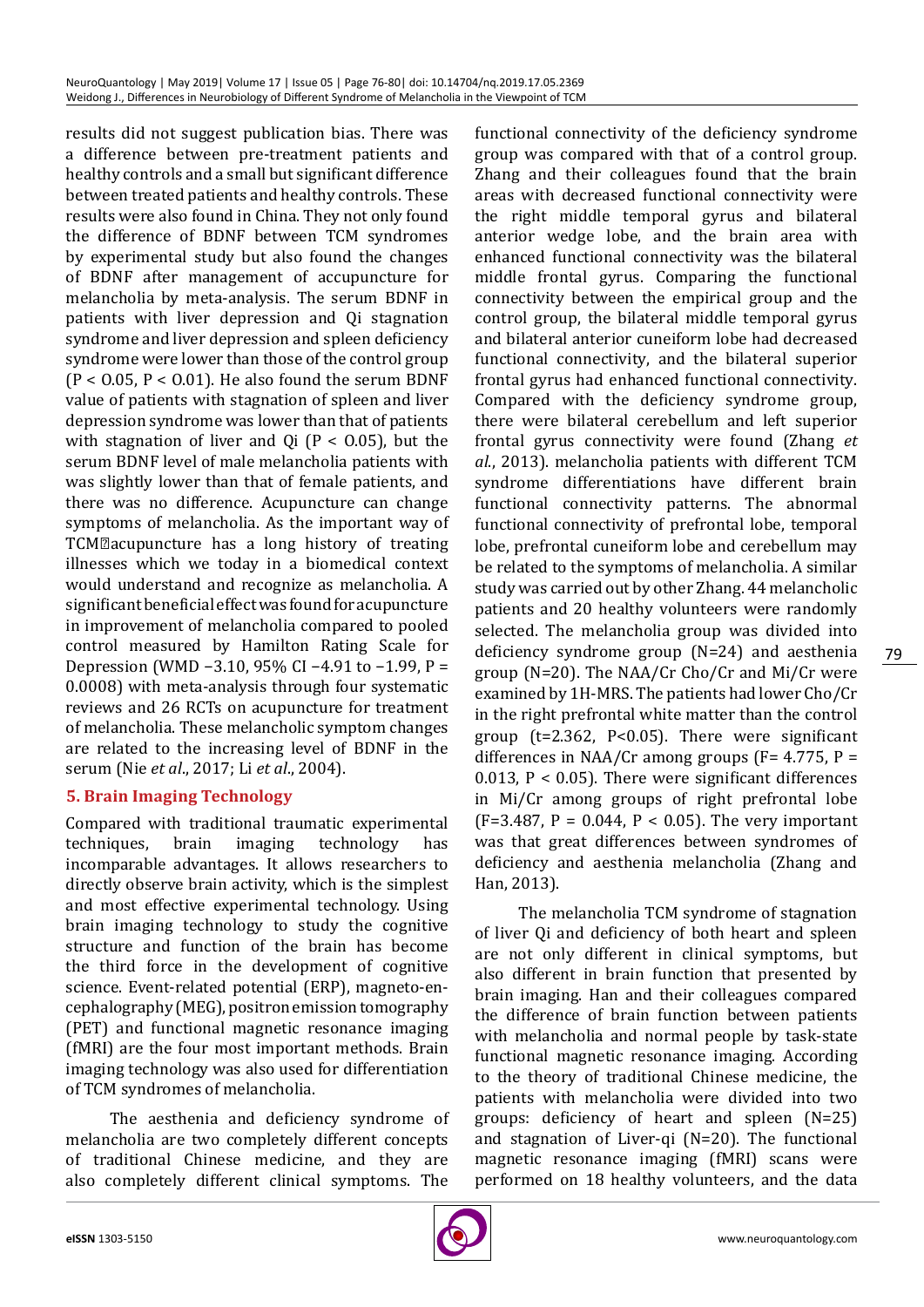results did not suggest publication bias. There was a difference between pre-treatment patients and healthy controls and a small but significant difference between treated patients and healthy controls. These results were also found in China. They not only found the difference of BDNF between TCM syndromes by experimental study but also found the changes of BDNF after management of accupuncture for melancholia by meta-analysis. The serum BDNF in patients with liver depression and Qi stagnation syndrome and liver depression and spleen deficiency syndrome were lower than those of the control group ($P < 0.05$, $P < 0.01$). He also found the serum BDNF value of patients with stagnation of spleen and liver depression syndrome was lower than that of patients with stagnation of liver and Qi ($P < 0.05$), but the serum BDNF level of male melancholia patients with was slightly lower than that of female patients, and there was no difference. Acupuncture can change symptoms of melancholia. As the important way of TCM acupuncture has a long history of treating illnesses which we today in a biomedical context would understand and recognize as melancholia. A significant beneficial effect was found for acupuncture in improvement of melancholia compared to pooled control measured by Hamilton Rating Scale for Depression (WMD −3.10, 95% CI −4.91 to −1.99, P = 0.0008) with meta-analysis through four systematic reviews and 26 RCTs on acupuncture for treatment of melancholia. These melancholic symptom changes are related to the increasing level of BDNF in the serum (Nie *et al*., 2017; Li *et al*., 2004).

## 5. Brain Imaging Technology

Compared with traditional traumatic experimental techniques, brain imaging technology has incomparable advantages. It allows researchers to directly observe brain activity, which is the simplest and most effective experimental technology. Using brain imaging technology to study the cognitive structure and function of the brain has become the third force in the development of cognitive science. Event-related potential (ERP), magneto-encephalography (MEG), positron emission tomography (PET) and functional magnetic resonance imaging (fMRI) are the four most important methods. Brain imaging technology was also used for differentiation of TCM syndromes of melancholia.

The aesthenia and deficiency syndrome of melancholia are two completely different concepts of traditional Chinese medicine, and they are also completely different clinical symptoms. The functional connectivity of the deficiency syndrome group was compared with that of a control group. Zhang and their colleagues found that the brain areas with decreased functional connectivity were the right middle temporal gyrus and bilateral anterior wedge lobe, and the brain area with enhanced functional connectivity was the bilateral middle frontal gyrus. Comparing the functional connectivity between the empirical group and the control group, the bilateral middle temporal gyrus and bilateral anterior cuneiform lobe had decreased functional connectivity, and the bilateral superior frontal gyrus had enhanced functional connectivity. Compared with the deficiency syndrome group, there were bilateral cerebellum and left superior frontal gyrus connectivity were found (Zhang *et al*., 2013). melancholia patients with different TCM syndrome differentiations have different brain functional connectivity patterns. The abnormal functional connectivity of prefrontal lobe, temporal lobe, prefrontal cuneiform lobe and cerebellum may be related to the symptoms of melancholia. A similar study was carried out by other Zhang. 44 melancholic patients and 20 healthy volunteers were randomly selected. The melancholia group was divided into deficiency syndrome group (N=24) and aesthenia group (N=20). The NAA/Cr Cho/Cr and Mi/Cr were examined by 1H-MRS. The patients had lower Cho/Cr in the right prefrontal white matter than the control group ($t=2.362$, $P<0.05$). There were significant differences in NAA/Cr among groups ($F= 4.775$, $P = 0.013$, $P < 0.05$). There were significant differences in Mi/Cr among groups of right prefrontal lobe ($F=3.487$, $P = 0.044$, $P < 0.05$). The very important was that great differences between syndromes of deficiency and aesthenia melancholia (Zhang and Han, 2013).

The melancholia TCM syndrome of stagnation of liver Qi and deficiency of both heart and spleen are not only different in clinical symptoms, but also different in brain function that presented by brain imaging. Han and their colleagues compared the difference of brain function between patients with melancholia and normal people by task-state functional magnetic resonance imaging. According to the theory of traditional Chinese medicine, the patients with melancholia were divided into two groups: deficiency of heart and spleen (N=25) and stagnation of Liver-qi (N=20). The functional magnetic resonance imaging (fMRI) scans were performed on 18 healthy volunteers, and the data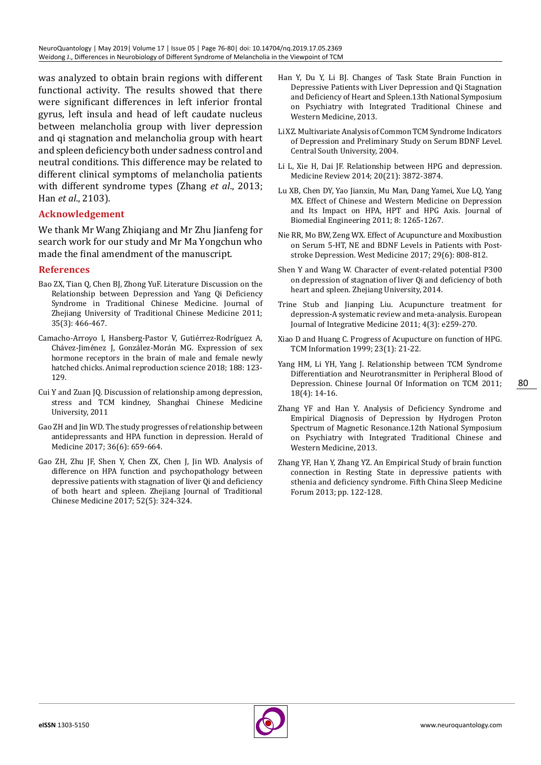was analyzed to obtain brain regions with different functional activity. The results showed that there were significant differences in left inferior frontal gyrus, left insula and head of left caudate nucleus between melancholia group with liver depression and qi stagnation and melancholia group with heart and spleen deficiency both under sadness control and neutral conditions. This difference may be related to different clinical symptoms of melancholia patients with different syndrome types (Zhang *et al*., 2013; Han *et al*., 2103).

## Acknowledgement

We thank Mr Wang Zhiqiang and Mr Zhu Jianfeng for search work for our study and Mr Ma Yongchun who made the final amendment of the manuscript.

## References

Bao ZX, Tian Q, Chen BJ, Zhong YuF. Literature Discussion on the Relationship between Depression and Yang Qi Deficiency Syndrome in Traditional Chinese Medicine. Journal of Zhejiang University of Traditional Chinese Medicine 2011; 35(3): 466-467.

Camacho-Arroyo I, Hansberg-Pastor V, Gutiérrez-Rodríguez A, Chávez-Jiménez J, González-Morán MG. Expression of sex hormone receptors in the brain of male and female newly hatched chicks. Animal reproduction science 2018; 188: 123-129.

Cui Y and Zuan JQ. Discussion of relationship among depression, stress and TCM kindney, Shanghai Chinese Medicine University, 2011

Gao ZH and Jin WD. The study progresses of relationship between antidepressants and HPA function in depression. Herald of Medicine 2017; 36(6): 659-664.

Gao ZH, Zhu JF, Shen Y, Chen ZX, Chen J, Jin WD. Analysis of difference on HPA function and psychopathology between depressive patients with stagnation of liver Qi and deficiency of both heart and spleen. Zhejiang Journal of Traditional Chinese Medicine 2017; 52(5): 324-324.

Han Y, Du Y, Li BJ. Changes of Task State Brain Function in Depressive Patients with Liver Depression and Qi Stagnation and Deficiency of Heart and Spleen.13th National Symposium on Psychiatry with Integrated Traditional Chinese and Western Medicine, 2013.

Li XZ. Multivariate Analysis of Common TCM Syndrome Indicators of Depression and Preliminary Study on Serum BDNF Level. Central South University, 2004.

Li L, Xie H, Dai JF. Relationship between HPG and depression. Medicine Review 2014; 20(21): 3872-3874.

Lu XB, Chen DY, Yao Jianxin, Mu Man, Dang Yamei, Xue LQ, Yang MX. Effect of Chinese and Western Medicine on Depression and Its Impact on HPA, HPT and HPG Axis. Journal of Biomedial Engineering 2011; 8: 1265-1267.

Nie RR, Mo BW, Zeng WX. Effect of Acupuncture and Moxibustion on Serum 5-HT, NE and BDNF Levels in Patients with Post-stroke Depression. West Medicine 2017; 29(6): 808-812.

Shen Y and Wang W. Character of event-related potential P300 on depression of stagnation of liver Qi and deficiency of both heart and spleen. Zhejiang University, 2014.

Trine Stub and Jianping Liu. Acupuncture treatment for depression-A systematic review and meta-analysis. European Journal of Integrative Medicine 2011; 4(3): e259-270.

Xiao D and Huang C. Progress of Acupucture on function of HPG. TCM Information 1999; 23(1): 21-22.

Yang HM, Li YH, Yang J. Relationship between TCM Syndrome Differentiation and Neurotransmitter in Peripheral Blood of Depression. Chinese Journal Of Information on TCM 2011; 18(4): 14-16.

Zhang YF and Han Y. Analysis of Deficiency Syndrome and Empirical Diagnosis of Depression by Hydrogen Proton Spectrum of Magnetic Resonance.12th National Symposium on Psychiatry with Integrated Traditional Chinese and Western Medicine, 2013.

Zhang YF, Han Y, Zhang YZ. An Empirical Study of brain function connection in Resting State in depressive patients with sthenia and deficiency syndrome. Fifth China Sleep Medicine Forum 2013; pp. 122-128.